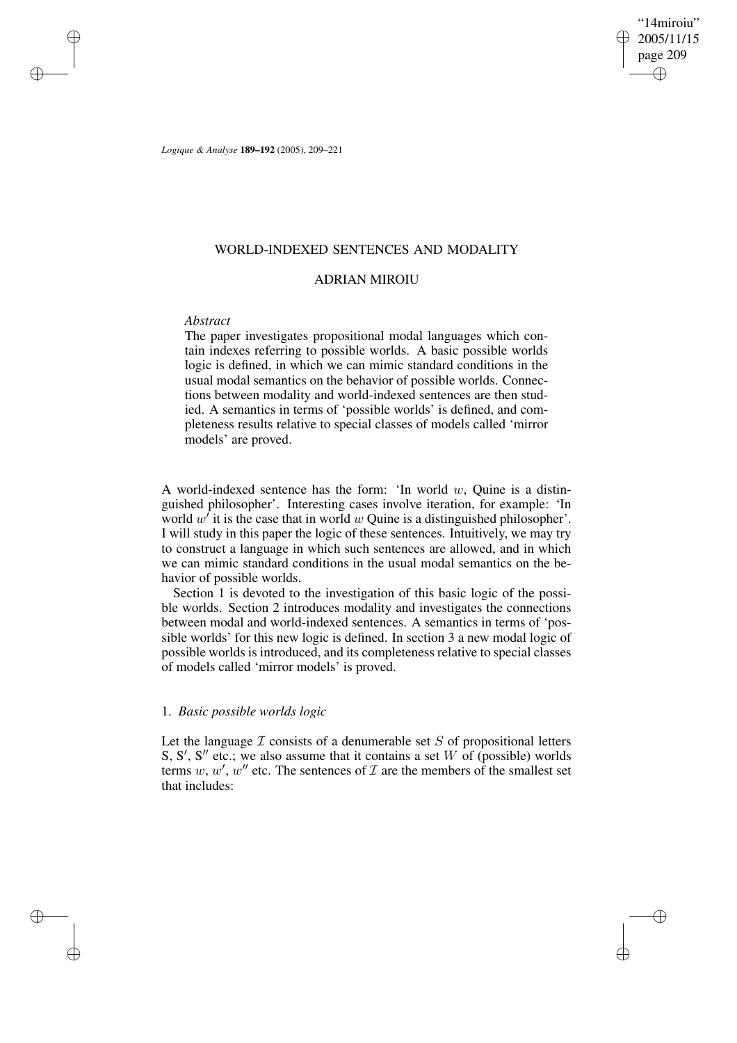# WORLD-INDEXED SENTENCES AND MODALITY

## ADRIAN MIROIU

*Abstract*

The paper investigates propositional modal languages which contain indexes referring to possible worlds. A basic possible worlds logic is defined, in which we can mimic standard conditions in the usual modal semantics on the behavior of possible worlds. Connections between modality and world-indexed sentences are then studied. A semantics in terms of 'possible worlds' is defined, and completeness results relative to special classes of models called 'mirror models' are proved.

A world-indexed sentence has the form: 'In world $w$, Quine is a distinguished philosopher'. Interesting cases involve iteration, for example: 'In world $w'$ it is the case that in world $w$ Quine is a distinguished philosopher'. I will study in this paper the logic of these sentences. Intuitively, we may try to construct a language in which such sentences are allowed, and in which we can mimic standard conditions in the usual modal semantics on the behavior of possible worlds.

Section 1 is devoted to the investigation of this basic logic of the possible worlds. Section 2 introduces modality and investigates the connections between modal and world-indexed sentences. A semantics in terms of 'possible worlds' for this new logic is defined. In section 3 a new modal logic of possible worlds is introduced, and its completeness relative to special classes of models called 'mirror models' is proved.

### 1. *Basic possible worlds logic*

Let the language $\mathcal{I}$ consists of a denumerable set $S$ of propositional letters S, S$'$, S$''$ etc.; we also assume that it contains a set $W$ of (possible) worlds terms $w$, $w'$, $w''$ etc. The sentences of $\mathcal{I}$ are the members of the smallest set that includes: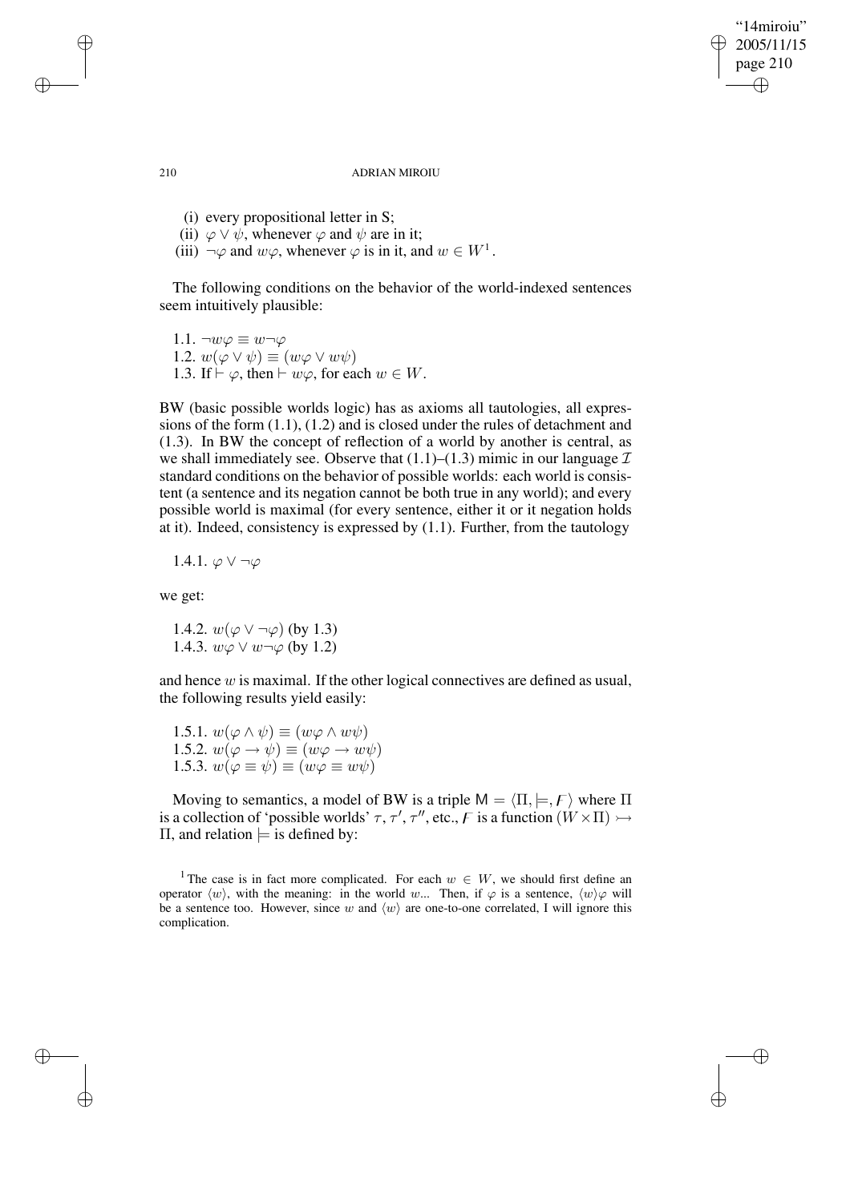(i) every propositional letter in S;

(ii) $\varphi \vee \psi$, whenever $\varphi$ and $\psi$ are in it;

(iii) $\neg\varphi$ and $w\varphi$, whenever $\varphi$ is in it, and $w \in W$[1].

The following conditions on the behavior of the world-indexed sentences seem intuitively plausible:

1.1. $\neg w\varphi \equiv w\neg\varphi$

1.2. $w(\varphi \vee \psi) \equiv (w\varphi \vee w\psi)$

1.3. If $\vdash \varphi$, then $\vdash w\varphi$, for each $w \in W$.

BW (basic possible worlds logic) has as axioms all tautologies, all expressions of the form (1.1), (1.2) and is closed under the rules of detachment and (1.3). In BW the concept of reflection of a world by another is central, as we shall immediately see. Observe that (1.1)–(1.3) mimic in our language $\mathcal{I}$ standard conditions on the behavior of possible worlds: each world is consistent (a sentence and its negation cannot be both true in any world); and every possible world is maximal (for every sentence, either it or it negation holds at it). Indeed, consistency is expressed by (1.1). Further, from the tautology

1.4.1. $\varphi \vee \neg\varphi$

we get:

1.4.2. $w(\varphi \vee \neg\varphi)$ (by 1.3)

1.4.3. $w\varphi \vee w\neg\varphi$ (by 1.2)

and hence $w$ is maximal. If the other logical connectives are defined as usual, the following results yield easily:

1.5.1. $w(\varphi \wedge \psi) \equiv (w\varphi \wedge w\psi)$

1.5.2. $w(\varphi \rightarrow \psi) \equiv (w\varphi \rightarrow w\psi)$

1.5.3. $w(\varphi \equiv \psi) \equiv (w\varphi \equiv w\psi)$

Moving to semantics, a model of BW is a triple $\mathsf{M} = \langle \Pi, \models, F \rangle$ where $\Pi$ is a collection of 'possible worlds' $\tau, \tau', \tau''$, etc., $F$ is a function $(W \times \Pi) \rightarrowtail \Pi$, and relation $\models$ is defined by:

[1] The case is in fact more complicated. For each $w \in W$, we should first define an operator $\langle w \rangle$, with the meaning: in the world $w$... Then, if $\varphi$ is a sentence, $\langle w \rangle\varphi$ will be a sentence too. However, since $w$ and $\langle w \rangle$ are one-to-one correlated, I will ignore this complication.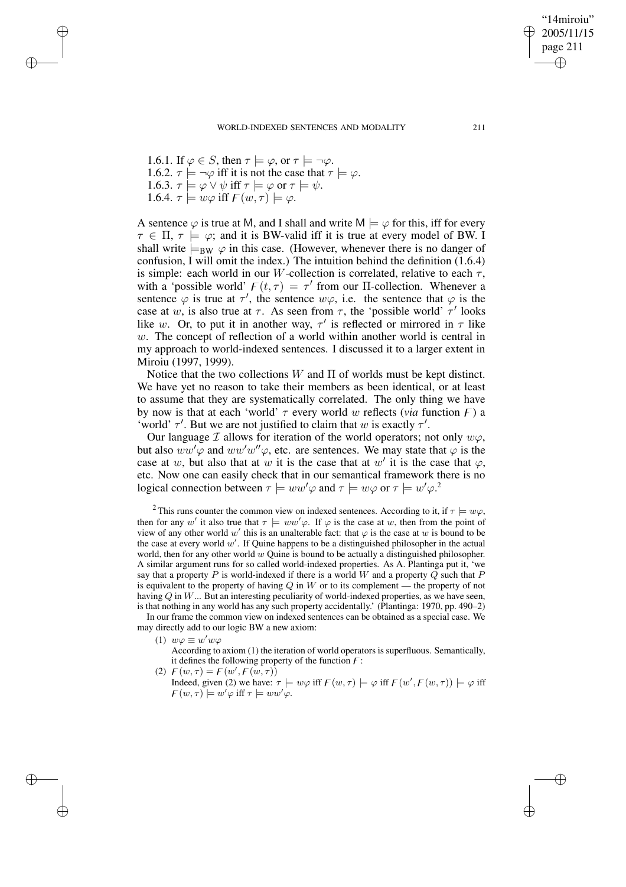1.6.1. If $\varphi \in S$, then $\tau \models \varphi$, or $\tau \models \neg\varphi$.
1.6.2. $\tau \models \neg\varphi$ iff it is not the case that $\tau \models \varphi$.
1.6.3. $\tau \models \varphi \vee \psi$ iff $\tau \models \varphi$ or $\tau \models \psi$.
1.6.4. $\tau \models w\varphi$ iff $F(w, \tau) \models \varphi$.

A sentence $\varphi$ is true at M, and I shall and write $\mathsf{M} \models \varphi$ for this, iff for every $\tau \in \Pi$, $\tau \models \varphi$; and it is BW-valid iff it is true at every model of BW. I shall write $\models_{\mathrm{BW}} \varphi$ in this case. (However, whenever there is no danger of confusion, I will omit the index.) The intuition behind the definition (1.6.4) is simple: each world in our $W$-collection is correlated, relative to each $\tau$, with a 'possible world' $F(t, \tau) = \tau'$ from our $\Pi$-collection. Whenever a sentence $\varphi$ is true at $\tau'$, the sentence $w\varphi$, i.e. the sentence that $\varphi$ is the case at $w$, is also true at $\tau$. As seen from $\tau$, the 'possible world' $\tau'$ looks like $w$. Or, to put it in another way, $\tau'$ is reflected or mirrored in $\tau$ like $w$. The concept of reflection of a world within another world is central in my approach to world-indexed sentences. I discussed it to a larger extent in Miroiu (1997, 1999).

Notice that the two collections $W$ and $\Pi$ of worlds must be kept distinct. We have yet no reason to take their members as been identical, or at least to assume that they are systematically correlated. The only thing we have by now is that at each 'world' $\tau$ every world $w$ reflects (*via* function $F$) a 'world' $\tau'$. But we are not justified to claim that $w$ is exactly $\tau'$.

Our language $\mathcal{I}$ allows for iteration of the world operators; not only $w\varphi$, but also $ww'\varphi$ and $ww'w''\varphi$, etc. are sentences. We may state that $\varphi$ is the case at $w$, but also that at $w$ it is the case that at $w'$ it is the case that $\varphi$, etc. Now one can easily check that in our semantical framework there is no logical connection between $\tau \models ww'\varphi$ and $\tau \models w\varphi$ or $\tau \models w'\varphi$.[2]

[2] This runs counter the common view on indexed sentences. According to it, if $\tau \models w\varphi$, then for any $w'$ it also true that $\tau \models ww'\varphi$. If $\varphi$ is the case at $w$, then from the point of view of any other world $w'$ this is an unalterable fact: that $\varphi$ is the case at $w$ is bound to be the case at every world $w'$. If Quine happens to be a distinguished philosopher in the actual world, then for any other world $w$ Quine is bound to be actually a distinguished philosopher. A similar argument runs for so called world-indexed properties. As A. Plantinga put it, 'we say that a property $P$ is world-indexed if there is a world $W$ and a property $Q$ such that $P$ is equivalent to the property of having $Q$ in $W$ or to its complement — the property of not having $Q$ in $W$... But an interesting peculiarity of world-indexed properties, as we have seen, is that nothing in any world has any such property accidentally.' (Plantinga: 1970, pp. 490–2)

In our frame the common view on indexed sentences can be obtained as a special case. We may directly add to our logic BW a new axiom:

(1) $w\varphi \equiv w'w\varphi$
According to axiom (1) the iteration of world operators is superfluous. Semantically, it defines the following property of the function $F$:

(2) $F(w, \tau) = F(w', F(w, \tau))$
Indeed, given (2) we have: $\tau \models w\varphi$ iff $F(w, \tau) \models \varphi$ iff $F(w', F(w, \tau)) \models \varphi$ iff $F(w, \tau) \models w'\varphi$ iff $\tau \models ww'\varphi$.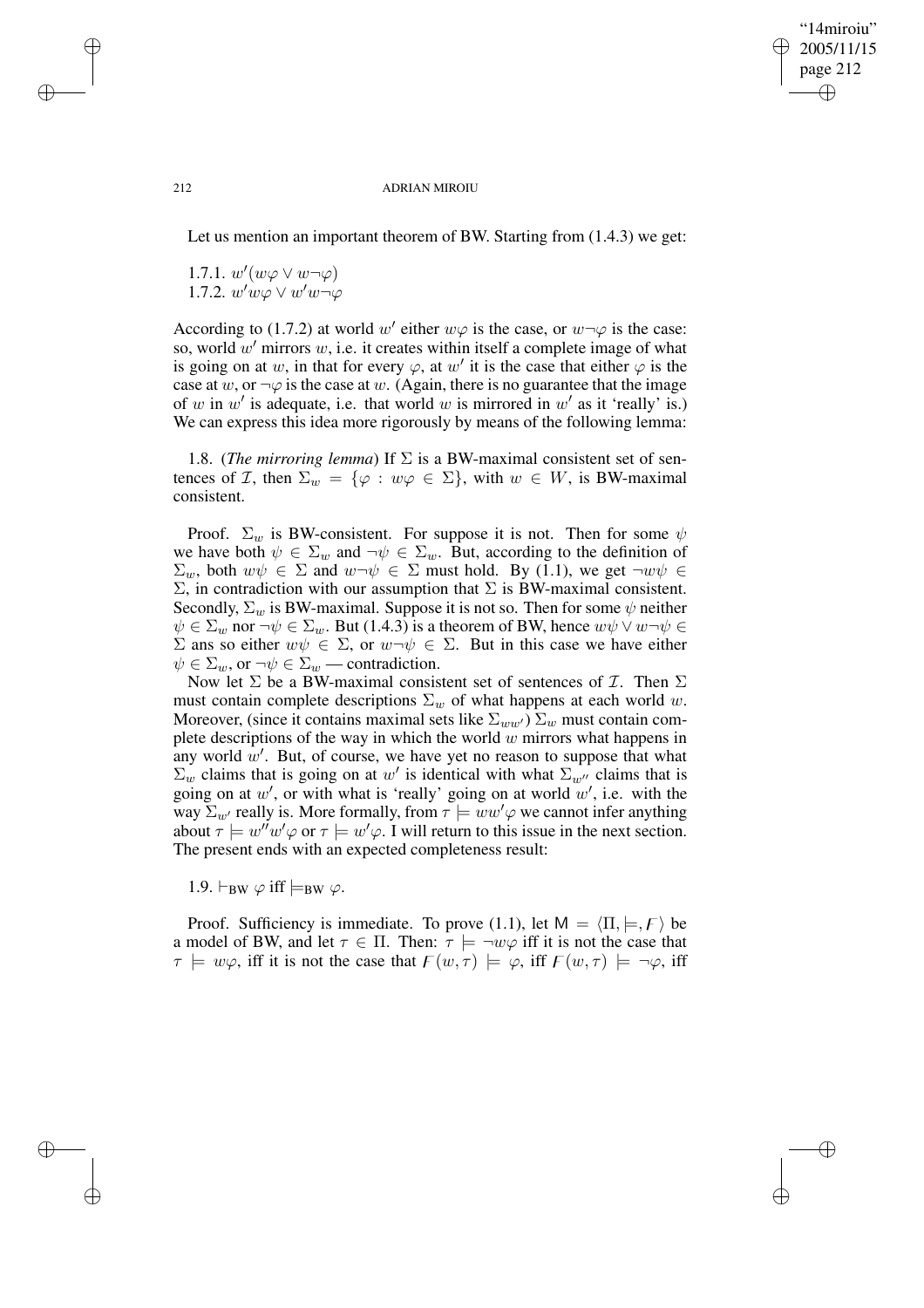Let us mention an important theorem of BW. Starting from (1.4.3) we get:

1.7.1. $w'(w\varphi \vee w\neg\varphi)$
1.7.2. $w'w\varphi \vee w'w\neg\varphi$

According to (1.7.2) at world $w'$ either $w\varphi$ is the case, or $w\neg\varphi$ is the case: so, world $w'$ mirrors $w$, i.e. it creates within itself a complete image of what is going on at $w$, in that for every $\varphi$, at $w'$ it is the case that either $\varphi$ is the case at $w$, or $\neg\varphi$ is the case at $w$. (Again, there is no guarantee that the image of $w$ in $w'$ is adequate, i.e. that world $w$ is mirrored in $w'$ as it 'really' is.) We can express this idea more rigorously by means of the following lemma:

1.8. (*The mirroring lemma*) If $\Sigma$ is a BW-maximal consistent set of sentences of $\mathcal{I}$, then $\Sigma_w = \{\varphi : w\varphi \in \Sigma\}$, with $w \in W$, is BW-maximal consistent.

Proof. $\Sigma_w$ is BW-consistent. For suppose it is not. Then for some $\psi$ we have both $\psi \in \Sigma_w$ and $\neg\psi \in \Sigma_w$. But, according to the definition of $\Sigma_w$, both $w\psi \in \Sigma$ and $w\neg\psi \in \Sigma$ must hold. By (1.1), we get $\neg w\psi \in \Sigma$, in contradiction with our assumption that $\Sigma$ is BW-maximal consistent. Secondly, $\Sigma_w$ is BW-maximal. Suppose it is not so. Then for some $\psi$ neither $\psi \in \Sigma_w$ nor $\neg\psi \in \Sigma_w$. But (1.4.3) is a theorem of BW, hence $w\psi \vee w\neg\psi \in \Sigma$ ans so either $w\psi \in \Sigma$, or $w\neg\psi \in \Sigma$. But in this case we have either $\psi \in \Sigma_w$, or $\neg\psi \in \Sigma_w$ — contradiction.

Now let $\Sigma$ be a BW-maximal consistent set of sentences of $\mathcal{I}$. Then $\Sigma$ must contain complete descriptions $\Sigma_w$ of what happens at each world $w$. Moreover, (since it contains maximal sets like $\Sigma_{ww'}$) $\Sigma_w$ must contain complete descriptions of the way in which the world $w$ mirrors what happens in any world $w'$. But, of course, we have yet no reason to suppose that what $\Sigma_w$ claims that is going on at $w'$ is identical with what $\Sigma_{w''}$ claims that is going on at $w'$, or with what is 'really' going on at world $w'$, i.e. with the way $\Sigma_{w'}$ really is. More formally, from $\tau \models ww'\varphi$ we cannot infer anything about $\tau \models w''w'\varphi$ or $\tau \models w'\varphi$. I will return to this issue in the next section. The present ends with an expected completeness result:

1.9. $\vdash_{\mathrm{BW}} \varphi$ iff $\models_{\mathrm{BW}} \varphi$.

Proof. Sufficiency is immediate. To prove (1.1), let $\mathsf{M} = \langle \Pi, \models, F \rangle$ be a model of BW, and let $\tau \in \Pi$. Then: $\tau \models \neg w\varphi$ iff it is not the case that $\tau \models w\varphi$, iff it is not the case that $F(w, \tau) \models \varphi$, iff $F(w, \tau) \models \neg\varphi$, iff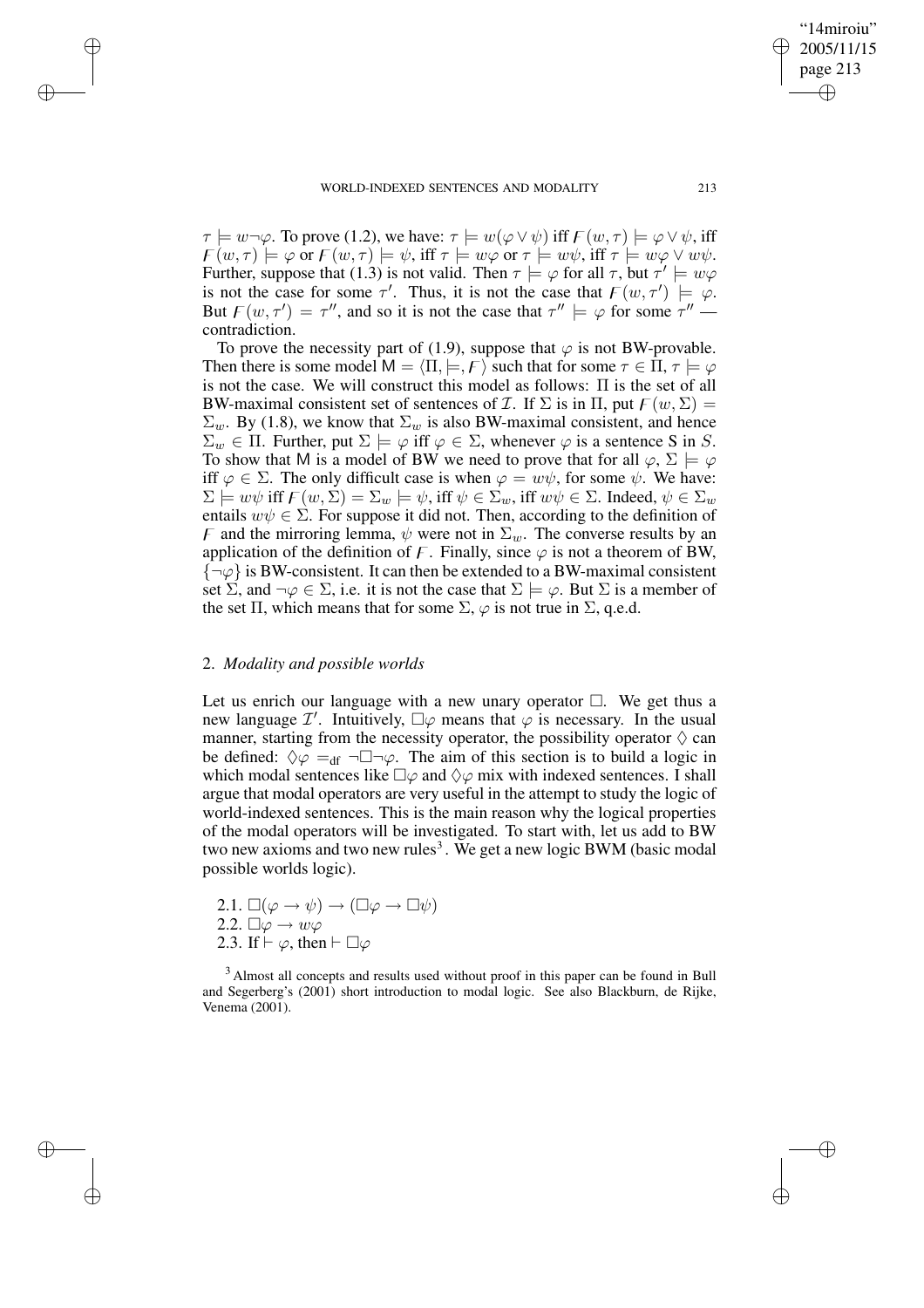$\tau \models w\neg\varphi$. To prove (1.2), we have: $\tau \models w(\varphi \vee \psi)$ iff $F(w,\tau) \models \varphi \vee \psi$, iff $F(w,\tau) \models \varphi$ or $F(w,\tau) \models \psi$, iff $\tau \models w\varphi$ or $\tau \models w\psi$, iff $\tau \models w\varphi \vee w\psi$. Further, suppose that (1.3) is not valid. Then $\tau \models \varphi$ for all $\tau$, but $\tau' \models w\varphi$ is not the case for some $\tau'$. Thus, it is not the case that $F(w,\tau') \models \varphi$. But $F(w,\tau') = \tau''$, and so it is not the case that $\tau'' \models \varphi$ for some $\tau''$ — contradiction.

To prove the necessity part of (1.9), suppose that $\varphi$ is not BW-provable. Then there is some model $\mathsf{M} = \langle \Pi, \models, F \rangle$ such that for some $\tau \in \Pi$, $\tau \models \varphi$ is not the case. We will construct this model as follows: $\Pi$ is the set of all BW-maximal consistent set of sentences of $\mathcal{I}$. If $\Sigma$ is in $\Pi$, put $F(w,\Sigma) = \Sigma_w$. By (1.8), we know that $\Sigma_w$ is also BW-maximal consistent, and hence $\Sigma_w \in \Pi$. Further, put $\Sigma \models \varphi$ iff $\varphi \in \Sigma$, whenever $\varphi$ is a sentence S in $S$. To show that M is a model of BW we need to prove that for all $\varphi$, $\Sigma \models \varphi$ iff $\varphi \in \Sigma$. The only difficult case is when $\varphi = w\psi$, for some $\psi$. We have: $\Sigma \models w\psi$ iff $F(w,\Sigma) = \Sigma_w \models \psi$, iff $\psi \in \Sigma_w$, iff $w\psi \in \Sigma$. Indeed, $\psi \in \Sigma_w$ entails $w\psi \in \Sigma$. For suppose it did not. Then, according to the definition of $F$ and the mirroring lemma, $\psi$ were not in $\Sigma_w$. The converse results by an application of the definition of $F$. Finally, since $\varphi$ is not a theorem of BW, $\{\neg\varphi\}$ is BW-consistent. It can then be extended to a BW-maximal consistent set $\Sigma$, and $\neg\varphi \in \Sigma$, i.e. it is not the case that $\Sigma \models \varphi$. But $\Sigma$ is a member of the set $\Pi$, which means that for some $\Sigma$, $\varphi$ is not true in $\Sigma$, q.e.d.

## 2. *Modality and possible worlds*

Let us enrich our language with a new unary operator $\Box$. We get thus a new language $\mathcal{I}'$. Intuitively, $\Box\varphi$ means that $\varphi$ is necessary. In the usual manner, starting from the necessity operator, the possibility operator $\Diamond$ can be defined: $\Diamond\varphi =_{\text{df}} \neg\Box\neg\varphi$. The aim of this section is to build a logic in which modal sentences like $\Box\varphi$ and $\Diamond\varphi$ mix with indexed sentences. I shall argue that modal operators are very useful in the attempt to study the logic of world-indexed sentences. This is the main reason why the logical properties of the modal operators will be investigated. To start with, let us add to BW two new axioms and two new rules[3]. We get a new logic BWM (basic modal possible worlds logic).

2.1. $\Box(\varphi \to \psi) \to (\Box\varphi \to \Box\psi)$
2.2. $\Box\varphi \to w\varphi$
2.3. If $\vdash \varphi$, then $\vdash \Box\varphi$

[3] Almost all concepts and results used without proof in this paper can be found in Bull and Segerberg's (2001) short introduction to modal logic. See also Blackburn, de Rijke, Venema (2001).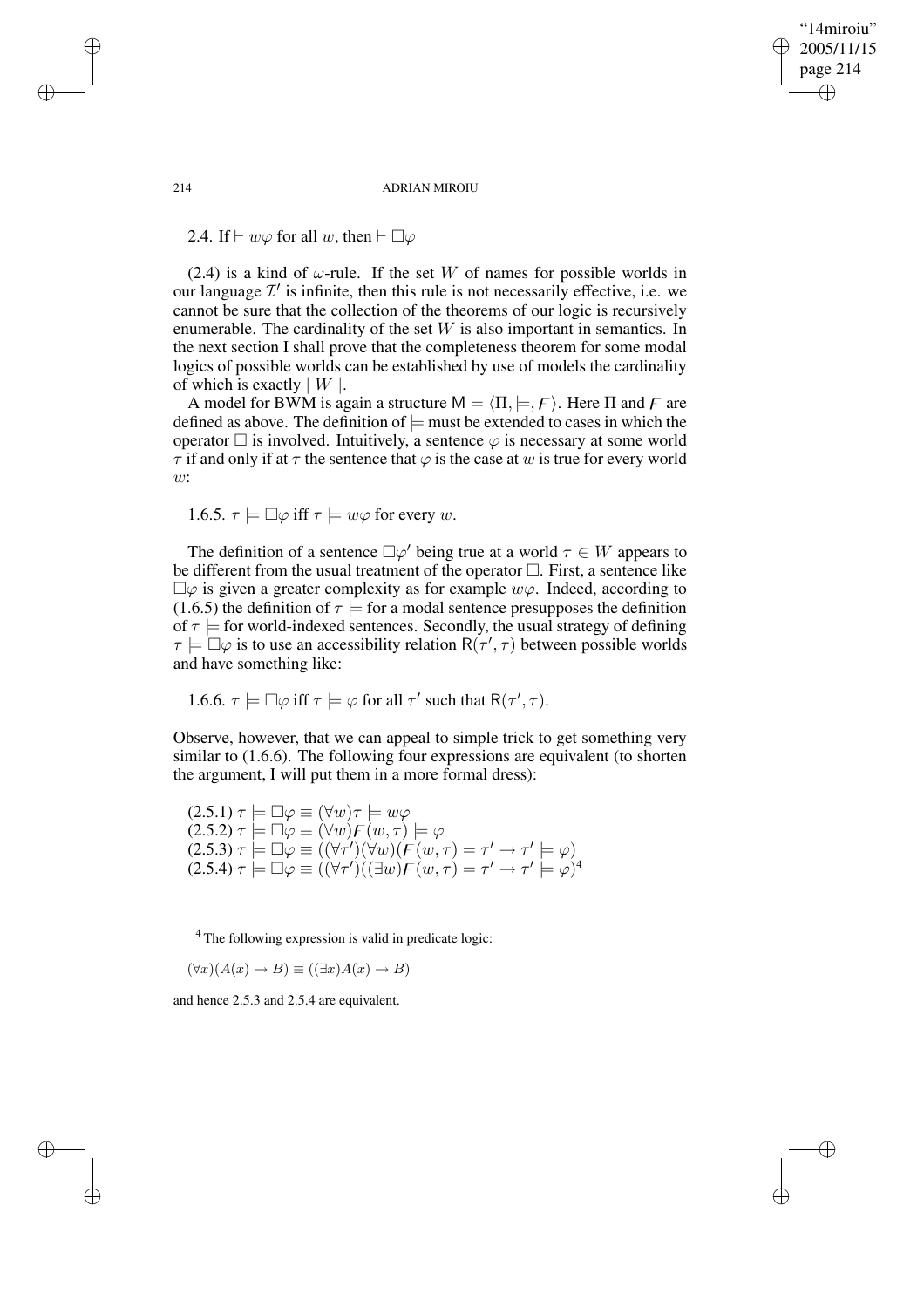2.4. If $\vdash w\varphi$ for all $w$, then $\vdash \Box\varphi$

(2.4) is a kind of $\omega$-rule. If the set $W$ of names for possible worlds in our language $\mathcal{I}'$ is infinite, then this rule is not necessarily effective, i.e. we cannot be sure that the collection of the theorems of our logic is recursively enumerable. The cardinality of the set $W$ is also important in semantics. In the next section I shall prove that the completeness theorem for some modal logics of possible worlds can be established by use of models the cardinality of which is exactly $\mid W \mid$.

A model for BWM is again a structure $\mathsf{M} = \langle \Pi, \models, \mathcal{F} \rangle$. Here $\Pi$ and $\mathcal{F}$ are defined as above. The definition of $\models$ must be extended to cases in which the operator $\Box$ is involved. Intuitively, a sentence $\varphi$ is necessary at some world $\tau$ if and only if at $\tau$ the sentence that $\varphi$ is the case at $w$ is true for every world $w$:

1.6.5. $\tau \models \Box\varphi$ iff $\tau \models w\varphi$ for every $w$.

The definition of a sentence $\Box\varphi'$ being true at a world $\tau \in W$ appears to be different from the usual treatment of the operator $\Box$. First, a sentence like $\Box\varphi$ is given a greater complexity as for example $w\varphi$. Indeed, according to (1.6.5) the definition of $\tau \models$ for a modal sentence presupposes the definition of $\tau \models$ for world-indexed sentences. Secondly, the usual strategy of defining $\tau \models \Box\varphi$ is to use an accessibility relation $\mathsf{R}(\tau', \tau)$ between possible worlds and have something like:

1.6.6. $\tau \models \Box\varphi$ iff $\tau \models \varphi$ for all $\tau'$ such that $\mathsf{R}(\tau', \tau)$.

Observe, however, that we can appeal to simple trick to get something very similar to (1.6.6). The following four expressions are equivalent (to shorten the argument, I will put them in a more formal dress):

(2.5.1) $\tau \models \Box\varphi \equiv (\forall w)\tau \models w\varphi$
(2.5.2) $\tau \models \Box\varphi \equiv (\forall w)\mathcal{F}(w, \tau) \models \varphi$
(2.5.3) $\tau \models \Box\varphi \equiv ((\forall \tau')(\forall w)(\mathcal{F}(w, \tau) = \tau' \rightarrow \tau' \models \varphi)$
(2.5.4) $\tau \models \Box\varphi \equiv ((\forall \tau')((\exists w)\mathcal{F}(w, \tau) = \tau' \rightarrow \tau' \models \varphi)$[4]

[4] The following expression is valid in predicate logic:

$(\forall x)(A(x) \rightarrow B) \equiv ((\exists x)A(x) \rightarrow B)$

and hence 2.5.3 and 2.5.4 are equivalent.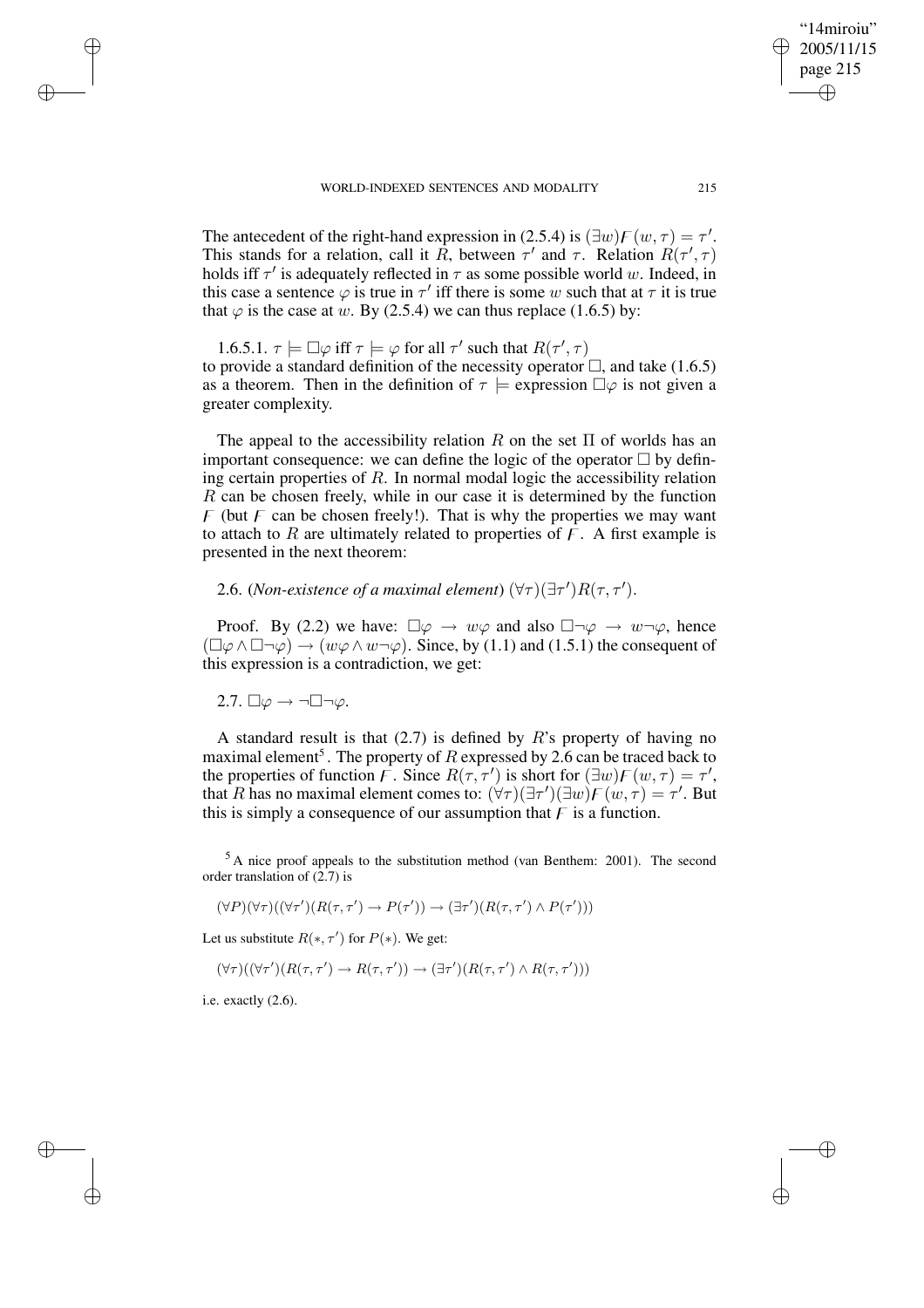The antecedent of the right-hand expression in (2.5.4) is $(\exists w)F(w, \tau) = \tau'$. This stands for a relation, call it $R$, between $\tau'$ and $\tau$. Relation $R(\tau', \tau)$ holds iff $\tau'$ is adequately reflected in $\tau$ as some possible world $w$. Indeed, in this case a sentence $\varphi$ is true in $\tau'$ iff there is some $w$ such that at $\tau$ it is true that $\varphi$ is the case at $w$. By (2.5.4) we can thus replace (1.6.5) by:

1.6.5.1. $\tau \models \Box\varphi$ iff $\tau \models \varphi$ for all $\tau'$ such that $R(\tau', \tau)$
to provide a standard definition of the necessity operator $\Box$, and take (1.6.5) as a theorem. Then in the definition of $\tau \models$ expression $\Box\varphi$ is not given a greater complexity.

The appeal to the accessibility relation $R$ on the set $\Pi$ of worlds has an important consequence: we can define the logic of the operator $\Box$ by defining certain properties of $R$. In normal modal logic the accessibility relation $R$ can be chosen freely, while in our case it is determined by the function $F$ (but $F$ can be chosen freely!). That is why the properties we may want to attach to $R$ are ultimately related to properties of $F$. A first example is presented in the next theorem:

2.6. (*Non-existence of a maximal element*) $(\forall\tau)(\exists\tau')R(\tau, \tau')$.

Proof. By (2.2) we have: $\Box\varphi \rightarrow w\varphi$ and also $\Box\neg\varphi \rightarrow w\neg\varphi$, hence $(\Box\varphi \wedge \Box\neg\varphi) \rightarrow (w\varphi \wedge w\neg\varphi)$. Since, by (1.1) and (1.5.1) the consequent of this expression is a contradiction, we get:

2.7. $\Box\varphi \rightarrow \neg\Box\neg\varphi$.

A standard result is that (2.7) is defined by $R$'s property of having no maximal element[5]. The property of $R$ expressed by 2.6 can be traced back to the properties of function $F$. Since $R(\tau, \tau')$ is short for $(\exists w)F(w, \tau) = \tau'$, that $R$ has no maximal element comes to: $(\forall\tau)(\exists\tau')(\exists w)F(w, \tau) = \tau'$. But this is simply a consequence of our assumption that $F$ is a function.

[5] A nice proof appeals to the substitution method (van Benthem: 2001). The second order translation of (2.7) is

$$(\forall P)(\forall\tau)((\forall\tau')(R(\tau, \tau') \rightarrow P(\tau')) \rightarrow (\exists\tau')(R(\tau, \tau') \wedge P(\tau')))$$

Let us substitute $R(*, \tau')$ for $P(*)$. We get:

$$(\forall\tau)((\forall\tau')(R(\tau, \tau') \rightarrow R(\tau, \tau')) \rightarrow (\exists\tau')(R(\tau, \tau') \wedge R(\tau, \tau')))$$

i.e. exactly (2.6).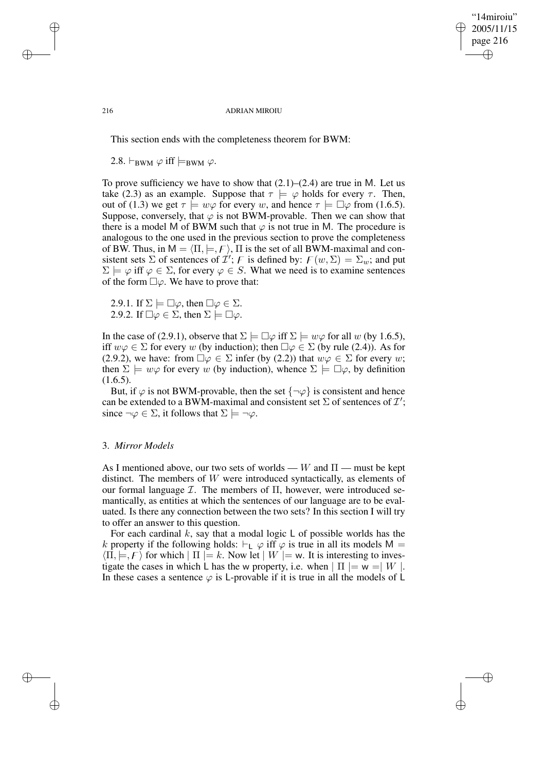This section ends with the completeness theorem for BWM:

2.8. $\vdash_{\text{BWM}} \varphi$ iff $\models_{\text{BWM}} \varphi$.

To prove sufficiency we have to show that (2.1)–(2.4) are true in M. Let us take (2.3) as an example. Suppose that $\tau \models \varphi$ holds for every $\tau$. Then, out of (1.3) we get $\tau \models w\varphi$ for every $w$, and hence $\tau \models \Box\varphi$ from (1.6.5). Suppose, conversely, that $\varphi$ is not BWM-provable. Then we can show that there is a model M of BWM such that $\varphi$ is not true in M. The procedure is analogous to the one used in the previous section to prove the completeness of BW. Thus, in $\mathsf{M} = \langle \Pi, \models, F \rangle$, $\Pi$ is the set of all BWM-maximal and consistent sets $\Sigma$ of sentences of $\mathcal{I}'$; $F$ is defined by: $F(w, \Sigma) = \Sigma_w$; and put $\Sigma \models \varphi$ iff $\varphi \in \Sigma$, for every $\varphi \in S$. What we need is to examine sentences of the form $\Box\varphi$. We have to prove that:

2.9.1. If $\Sigma \models \Box\varphi$, then $\Box\varphi \in \Sigma$.
2.9.2. If $\Box\varphi \in \Sigma$, then $\Sigma \models \Box\varphi$.

In the case of (2.9.1), observe that $\Sigma \models \Box\varphi$ iff $\Sigma \models w\varphi$ for all $w$ (by 1.6.5), iff $w\varphi \in \Sigma$ for every $w$ (by induction); then $\Box\varphi \in \Sigma$ (by rule (2.4)). As for (2.9.2), we have: from $\Box\varphi \in \Sigma$ infer (by (2.2)) that $w\varphi \in \Sigma$ for every $w$; then $\Sigma \models w\varphi$ for every $w$ (by induction), whence $\Sigma \models \Box\varphi$, by definition (1.6.5).

But, if $\varphi$ is not BWM-provable, then the set $\{\neg\varphi\}$ is consistent and hence can be extended to a BWM-maximal and consistent set $\Sigma$ of sentences of $\mathcal{I}'$; since $\neg\varphi \in \Sigma$, it follows that $\Sigma \models \neg\varphi$.

## 3. *Mirror Models*

As I mentioned above, our two sets of worlds — $W$ and $\Pi$ — must be kept distinct. The members of $W$ were introduced syntactically, as elements of our formal language $\mathcal{I}$. The members of $\Pi$, however, were introduced semantically, as entities at which the sentences of our language are to be evaluated. Is there any connection between the two sets? In this section I will try to offer an answer to this question.

For each cardinal $k$, say that a modal logic L of possible worlds has the $k$ property if the following holds: $\vdash_{\mathsf{L}} \varphi$ iff $\varphi$ is true in all its models $\mathsf{M} = \langle \Pi, \models, F \rangle$ for which $|\Pi| = k$. Now let $|W| = \mathsf{w}$. It is interesting to investigate the cases in which L has the w property, i.e. when $|\Pi| = \mathsf{w} = |W|$. In these cases a sentence $\varphi$ is L-provable if it is true in all the models of L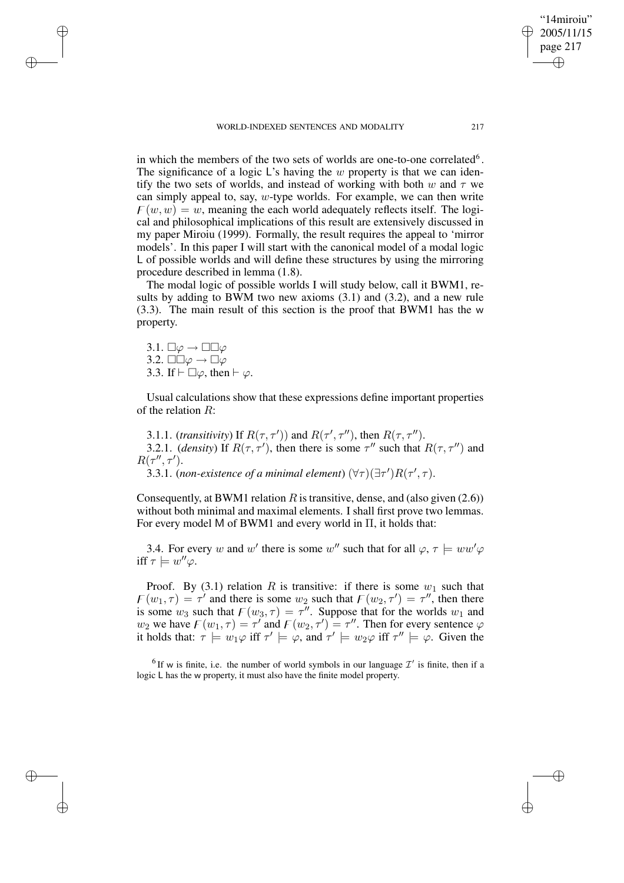in which the members of the two sets of worlds are one-to-one correlated[6]. The significance of a logic L's having the $w$ property is that we can identify the two sets of worlds, and instead of working with both $w$ and $\tau$ we can simply appeal to, say, $w$-type worlds. For example, we can then write $F(w, w) = w$, meaning the each world adequately reflects itself. The logical and philosophical implications of this result are extensively discussed in my paper Miroiu (1999). Formally, the result requires the appeal to 'mirror models'. In this paper I will start with the canonical model of a modal logic L of possible worlds and will define these structures by using the mirroring procedure described in lemma (1.8).

The modal logic of possible worlds I will study below, call it BWM1, results by adding to BWM two new axioms (3.1) and (3.2), and a new rule (3.3). The main result of this section is the proof that BWM1 has the w property.

3.1. $\Box\varphi \to \Box\Box\varphi$
3.2. $\Box\Box\varphi \to \Box\varphi$
3.3. If $\vdash \Box\varphi$, then $\vdash \varphi$.

Usual calculations show that these expressions define important properties of the relation $R$:

3.1.1. (*transitivity*) If $R(\tau, \tau'))$ and $R(\tau', \tau'')$, then $R(\tau, \tau'')$.
3.2.1. (*density*) If $R(\tau, \tau')$, then there is some $\tau''$ such that $R(\tau, \tau'')$ and $R(\tau'', \tau')$.
3.3.1. (*non-existence of a minimal element*) $(\forall\tau)(\exists\tau')R(\tau', \tau)$.

Consequently, at BWM1 relation $R$ is transitive, dense, and (also given (2.6)) without both minimal and maximal elements. I shall first prove two lemmas. For every model M of BWM1 and every world in $\Pi$, it holds that:

3.4. For every $w$ and $w'$ there is some $w''$ such that for all $\varphi$, $\tau \models ww'\varphi$ iff $\tau \models w''\varphi$.

Proof. By (3.1) relation $R$ is transitive: if there is some $w_1$ such that $F(w_1, \tau) = \tau'$ and there is some $w_2$ such that $F(w_2, \tau') = \tau''$, then there is some $w_3$ such that $F(w_3, \tau) = \tau''$. Suppose that for the worlds $w_1$ and $w_2$ we have $F(w_1, \tau) = \tau'$ and $F(w_2, \tau') = \tau''$. Then for every sentence $\varphi$ it holds that: $\tau \models w_1\varphi$ iff $\tau' \models \varphi$, and $\tau' \models w_2\varphi$ iff $\tau'' \models \varphi$. Given the

[6] If w is finite, i.e. the number of world symbols in our language $\mathcal{I}'$ is finite, then if a logic L has the w property, it must also have the finite model property.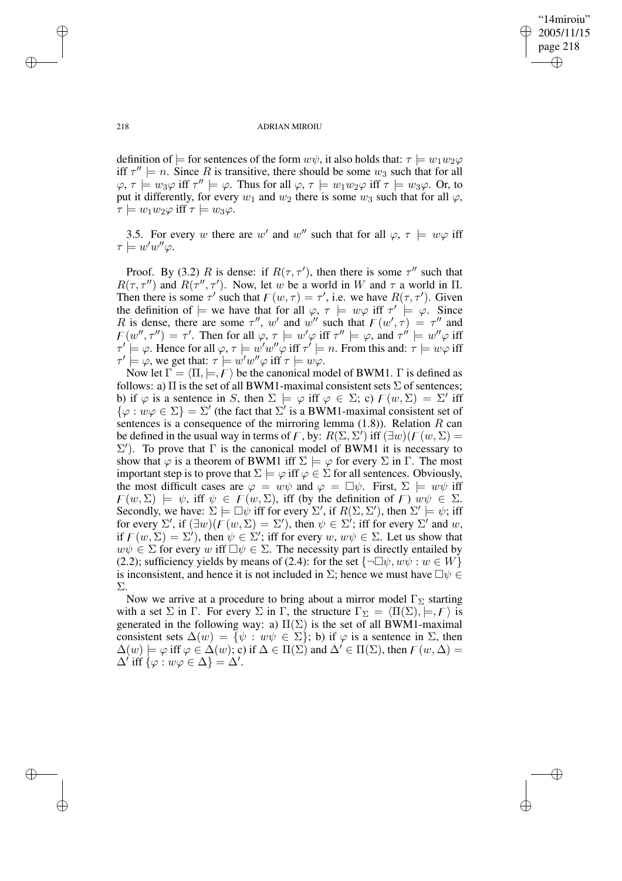definition of $\models$ for sentences of the form $w\psi$, it also holds that: $\tau \models w_1 w_2 \varphi$ iff $\tau'' \models n$. Since $R$ is transitive, there should be some $w_3$ such that for all $\varphi$, $\tau \models w_3\varphi$ iff $\tau'' \models \varphi$. Thus for all $\varphi$, $\tau \models w_1 w_2 \varphi$ iff $\tau \models w_3\varphi$. Or, to put it differently, for every $w_1$ and $w_2$ there is some $w_3$ such that for all $\varphi$, $\tau \models w_1 w_2 \varphi$ iff $\tau \models w_3 \varphi$.

3.5. For every $w$ there are $w'$ and $w''$ such that for all $\varphi$, $\tau \models w\varphi$ iff $\tau \models w' w'' \varphi$.

Proof. By (3.2) $R$ is dense: if $R(\tau, \tau')$, then there is some $\tau''$ such that $R(\tau, \tau'')$ and $R(\tau'', \tau')$. Now, let $w$ be a world in $W$ and $\tau$ a world in $\Pi$. Then there is some $\tau'$ such that $F(w, \tau) = \tau'$, i.e. we have $R(\tau, \tau')$. Given the definition of $\models$ we have that for all $\varphi$, $\tau \models w\varphi$ iff $\tau' \models \varphi$. Since $R$ is dense, there are some $\tau''$, $w'$ and $w''$ such that $F(w', \tau) = \tau''$ and $F(w'', \tau'') = \tau'$. Then for all $\varphi$, $\tau \models w'\varphi$ iff $\tau'' \models \varphi$, and $\tau'' \models w''\varphi$ iff $\tau' \models \varphi$. Hence for all $\varphi$, $\tau \models w' w'' \varphi$ iff $\tau' \models n$. From this and: $\tau \models w\varphi$ iff $\tau' \models \varphi$, we get that: $\tau \models w' w'' \varphi$ iff $\tau \models w\varphi$.

Now let $\Gamma = \langle \Pi, \models, F \rangle$ be the canonical model of BWM1. $\Gamma$ is defined as follows: a) $\Pi$ is the set of all BWM1-maximal consistent sets $\Sigma$ of sentences; b) if $\varphi$ is a sentence in $S$, then $\Sigma \models \varphi$ iff $\varphi \in \Sigma$; c) $F(w, \Sigma) = \Sigma'$ iff $\{\varphi : w\varphi \in \Sigma\} = \Sigma'$ (the fact that $\Sigma'$ is a BWM1-maximal consistent set of sentences is a consequence of the mirroring lemma (1.8)). Relation $R$ can be defined in the usual way in terms of $F$, by: $R(\Sigma, \Sigma')$ iff $(\exists w)(F(w, \Sigma) = \Sigma')$. To prove that $\Gamma$ is the canonical model of BWM1 it is necessary to show that $\varphi$ is a theorem of BWM1 iff $\Sigma \models \varphi$ for every $\Sigma$ in $\Gamma$. The most important step is to prove that $\Sigma \models \varphi$ iff $\varphi \in \Sigma$ for all sentences. Obviously, the most difficult cases are $\varphi = w\psi$ and $\varphi = \Box\psi$. First, $\Sigma \models w\psi$ iff $F(w, \Sigma) \models \psi$, iff $\psi \in F(w, \Sigma)$, iff (by the definition of $F$) $w\psi \in \Sigma$. Secondly, we have: $\Sigma \models \Box\psi$ iff for every $\Sigma'$, if $R(\Sigma, \Sigma')$, then $\Sigma' \models \psi$; iff for every $\Sigma'$, if $(\exists w)(F(w, \Sigma) = \Sigma')$, then $\psi \in \Sigma'$; iff for every $\Sigma'$ and $w$, if $F(w, \Sigma) = \Sigma')$, then $\psi \in \Sigma'$; iff for every $w$, $w\psi \in \Sigma$. Let us show that $w\psi \in \Sigma$ for every $w$ iff $\Box\psi \in \Sigma$. The necessity part is directly entailed by (2.2); sufficiency yields by means of (2.4): for the set $\{\neg\Box\psi, w\psi : w \in W\}$ is inconsistent, and hence it is not included in $\Sigma$; hence we must have $\Box\psi \in \Sigma$.

Now we arrive at a procedure to bring about a mirror model $\Gamma_\Sigma$ starting with a set $\Sigma$ in $\Gamma$. For every $\Sigma$ in $\Gamma$, the structure $\Gamma_\Sigma = \langle \Pi(\Sigma), \models, F \rangle$ is generated in the following way: a) $\Pi(\Sigma)$ is the set of all BWM1-maximal consistent sets $\Delta(w) = \{\psi : w\psi \in \Sigma\}$; b) if $\varphi$ is a sentence in $\Sigma$, then $\Delta(w) \models \varphi$ iff $\varphi \in \Delta(w)$; c) if $\Delta \in \Pi(\Sigma)$ and $\Delta' \in \Pi(\Sigma)$, then $F(w, \Delta) = \Delta'$ iff $\{\varphi : w\varphi \in \Delta\} = \Delta'$.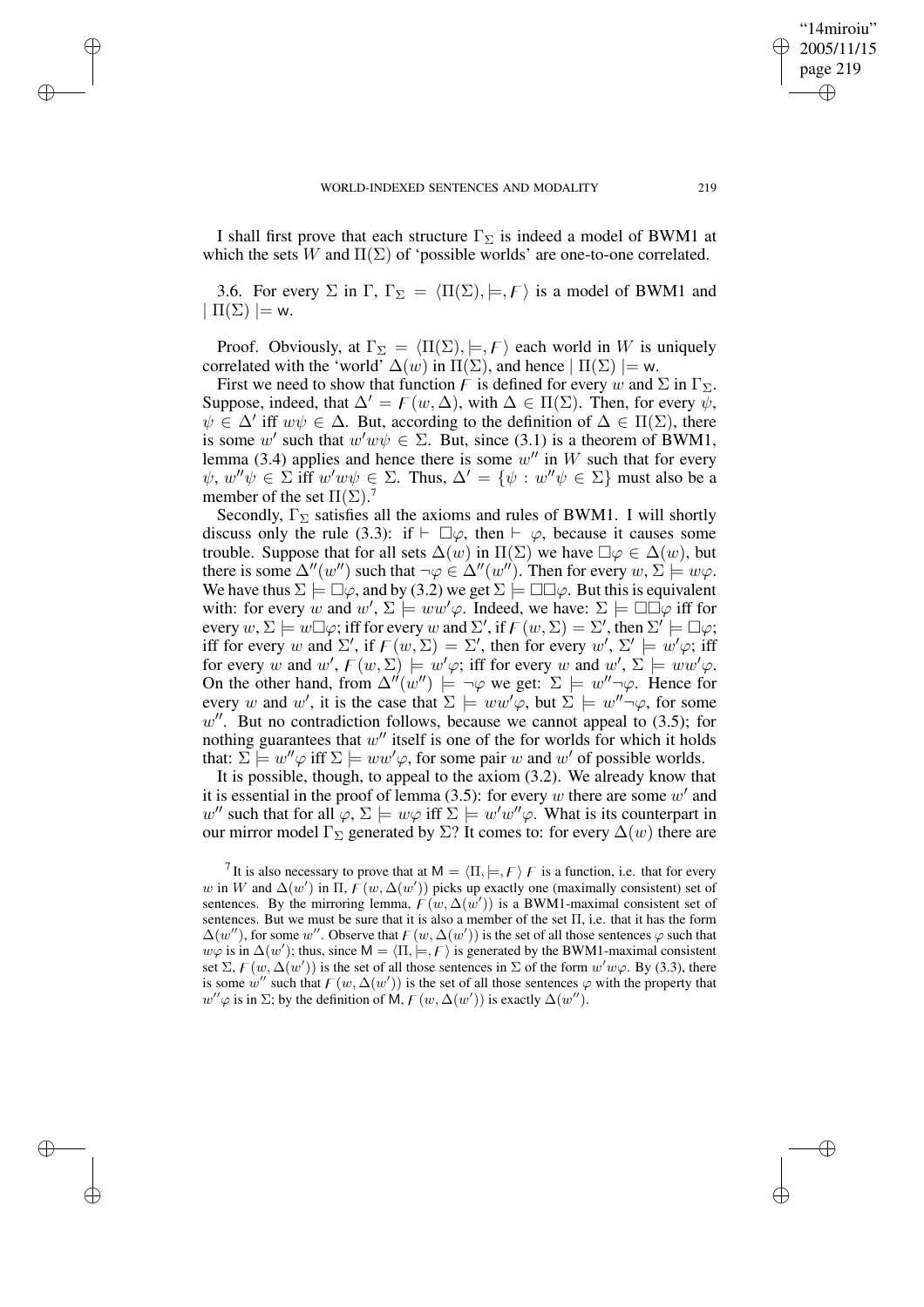I shall first prove that each structure $\Gamma_\Sigma$ is indeed a model of BWM1 at which the sets $W$ and $\Pi(\Sigma)$ of 'possible worlds' are one-to-one correlated.

3.6. For every $\Sigma$ in $\Gamma$, $\Gamma_\Sigma = \langle \Pi(\Sigma), \models, F \rangle$ is a model of BWM1 and $| \Pi(\Sigma) | = \mathsf{w}$.

Proof. Obviously, at $\Gamma_\Sigma = \langle \Pi(\Sigma), \models, F \rangle$ each world in $W$ is uniquely correlated with the 'world' $\Delta(w)$ in $\Pi(\Sigma)$, and hence $| \Pi(\Sigma) | = \mathsf{w}$.

First we need to show that function $F$ is defined for every $w$ and $\Sigma$ in $\Gamma_\Sigma$. Suppose, indeed, that $\Delta' = F(w, \Delta)$, with $\Delta \in \Pi(\Sigma)$. Then, for every $\psi$, $\psi \in \Delta'$ iff $w\psi \in \Delta$. But, according to the definition of $\Delta \in \Pi(\Sigma)$, there is some $w'$ such that $w'w\psi \in \Sigma$. But, since (3.1) is a theorem of BWM1, lemma (3.4) applies and hence there is some $w''$ in $W$ such that for every $\psi$, $w''\psi \in \Sigma$ iff $w'w\psi \in \Sigma$. Thus, $\Delta' = \{\psi : w''\psi \in \Sigma\}$ must also be a member of the set $\Pi(\Sigma)$.[7]

Secondly, $\Gamma_\Sigma$ satisfies all the axioms and rules of BWM1. I will shortly discuss only the rule (3.3): if $\vdash \Box\varphi$, then $\vdash \varphi$, because it causes some trouble. Suppose that for all sets $\Delta(w)$ in $\Pi(\Sigma)$ we have $\Box\varphi \in \Delta(w)$, but there is some $\Delta''(w'')$ such that $\neg\varphi \in \Delta''(w'')$. Then for every $w$, $\Sigma \models w\varphi$. We have thus $\Sigma \models \Box\varphi$, and by (3.2) we get $\Sigma \models \Box\Box\varphi$. But this is equivalent with: for every $w$ and $w'$, $\Sigma \models ww'\varphi$. Indeed, we have: $\Sigma \models \Box\Box\varphi$ iff for every $w$, $\Sigma \models w\Box\varphi$; iff for every $w$ and $\Sigma'$, if $F(w, \Sigma) = \Sigma'$, then $\Sigma' \models \Box\varphi$; iff for every $w$ and $\Sigma'$, if $F(w, \Sigma) = \Sigma'$, then for every $w'$, $\Sigma' \models w'\varphi$; iff for every $w$ and $w'$, $F(w, \Sigma) \models w'\varphi$; iff for every $w$ and $w'$, $\Sigma \models ww'\varphi$. On the other hand, from $\Delta''(w'') \models \neg\varphi$ we get: $\Sigma \models w''\neg\varphi$. Hence for every $w$ and $w'$, it is the case that $\Sigma \models ww'\varphi$, but $\Sigma \models w''\neg\varphi$, for some $w''$. But no contradiction follows, because we cannot appeal to (3.5); for nothing guarantees that $w''$ itself is one of the for worlds for which it holds that: $\Sigma \models w''\varphi$ iff $\Sigma \models ww'\varphi$, for some pair $w$ and $w'$ of possible worlds.

It is possible, though, to appeal to the axiom (3.2). We already know that it is essential in the proof of lemma (3.5): for every $w$ there are some $w'$ and $w''$ such that for all $\varphi$, $\Sigma \models w\varphi$ iff $\Sigma \models w'w''\varphi$. What is its counterpart in our mirror model $\Gamma_\Sigma$ generated by $\Sigma$? It comes to: for every $\Delta(w)$ there are

[7] It is also necessary to prove that at $\mathsf{M} = \langle \Pi, \models, F \rangle$ $F$ is a function, i.e. that for every $w$ in $W$ and $\Delta(w')$ in $\Pi$, $F(w, \Delta(w'))$ picks up exactly one (maximally consistent) set of sentences. By the mirroring lemma, $F(w, \Delta(w'))$ is a BWM1-maximal consistent set of sentences. But we must be sure that it is also a member of the set $\Pi$, i.e. that it has the form $\Delta(w'')$, for some $w''$. Observe that $F(w, \Delta(w'))$ is the set of all those sentences $\varphi$ such that $w\varphi$ is in $\Delta(w')$; thus, since $\mathsf{M} = \langle \Pi, \models, F \rangle$ is generated by the BWM1-maximal consistent set $\Sigma$, $F(w, \Delta(w'))$ is the set of all those sentences in $\Sigma$ of the form $w'w\varphi$. By (3.3), there is some $w''$ such that $F(w, \Delta(w'))$ is the set of all those sentences $\varphi$ with the property that $w''\varphi$ is in $\Sigma$; by the definition of $\mathsf{M}$, $F(w, \Delta(w'))$ is exactly $\Delta(w'')$.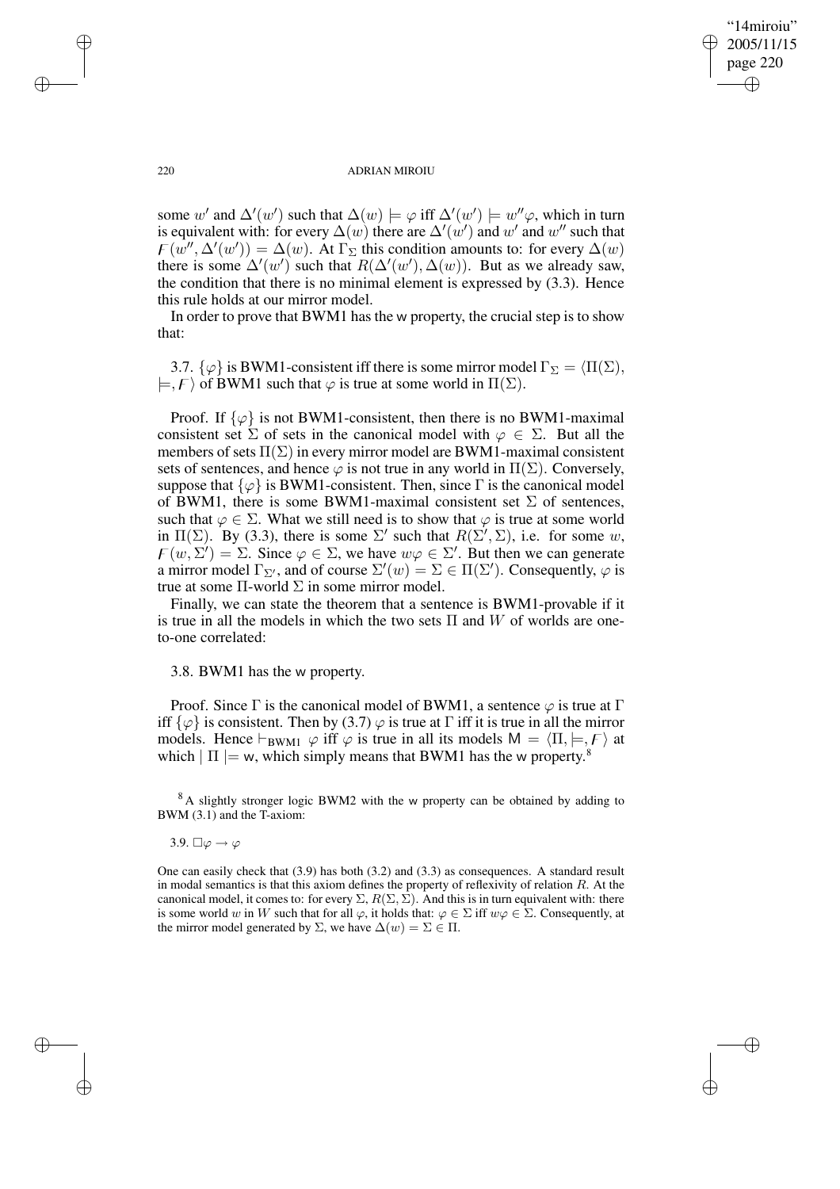some $w'$ and $\Delta'(w')$ such that $\Delta(w) \models \varphi$ iff $\Delta'(w') \models w''\varphi$, which in turn is equivalent with: for every $\Delta(w)$ there are $\Delta'(w')$ and $w'$ and $w''$ such that $F(w'', \Delta'(w')) = \Delta(w)$. At $\Gamma_\Sigma$ this condition amounts to: for every $\Delta(w)$ there is some $\Delta'(w')$ such that $R(\Delta'(w'), \Delta(w))$. But as we already saw, the condition that there is no minimal element is expressed by (3.3). Hence this rule holds at our mirror model.

In order to prove that BWM1 has the w property, the crucial step is to show that:

3.7. $\{\varphi\}$ is BWM1-consistent iff there is some mirror model $\Gamma_\Sigma = \langle \Pi(\Sigma), \models, F \rangle$ of BWM1 such that $\varphi$ is true at some world in $\Pi(\Sigma)$.

Proof. If $\{\varphi\}$ is not BWM1-consistent, then there is no BWM1-maximal consistent set $\Sigma$ of sets in the canonical model with $\varphi \in \Sigma$. But all the members of sets $\Pi(\Sigma)$ in every mirror model are BWM1-maximal consistent sets of sentences, and hence $\varphi$ is not true in any world in $\Pi(\Sigma)$. Conversely, suppose that $\{\varphi\}$ is BWM1-consistent. Then, since $\Gamma$ is the canonical model of BWM1, there is some BWM1-maximal consistent set $\Sigma$ of sentences, such that $\varphi \in \Sigma$. What we still need is to show that $\varphi$ is true at some world in $\Pi(\Sigma)$. By (3.3), there is some $\Sigma'$ such that $R(\Sigma', \Sigma)$, i.e. for some $w$, $F(w, \Sigma') = \Sigma$. Since $\varphi \in \Sigma$, we have $w\varphi \in \Sigma'$. But then we can generate a mirror model $\Gamma_{\Sigma'}$, and of course $\Sigma'(w) = \Sigma \in \Pi(\Sigma')$. Consequently, $\varphi$ is true at some $\Pi$-world $\Sigma$ in some mirror model.

Finally, we can state the theorem that a sentence is BWM1-provable if it is true in all the models in which the two sets $\Pi$ and $W$ of worlds are one-to-one correlated:

3.8. BWM1 has the w property.

Proof. Since $\Gamma$ is the canonical model of BWM1, a sentence $\varphi$ is true at $\Gamma$ iff $\{\varphi\}$ is consistent. Then by (3.7) $\varphi$ is true at $\Gamma$ iff it is true in all the mirror models. Hence $\vdash_{\text{BWM1}} \varphi$ iff $\varphi$ is true in all its models $\mathsf{M} = \langle \Pi, \models, F \rangle$ at which $|\ \Pi\ | = \mathsf{w}$, which simply means that BWM1 has the w property.[8]

[8] A slightly stronger logic BWM2 with the w property can be obtained by adding to BWM (3.1) and the T-axiom:

3.9. $\Box\varphi \rightarrow \varphi$

One can easily check that (3.9) has both (3.2) and (3.3) as consequences. A standard result in modal semantics is that this axiom defines the property of reflexivity of relation $R$. At the canonical model, it comes to: for every $\Sigma$, $R(\Sigma, \Sigma)$. And this is in turn equivalent with: there is some world $w$ in $W$ such that for all $\varphi$, it holds that: $\varphi \in \Sigma$ iff $w\varphi \in \Sigma$. Consequently, at the mirror model generated by $\Sigma$, we have $\Delta(w) = \Sigma \in \Pi$.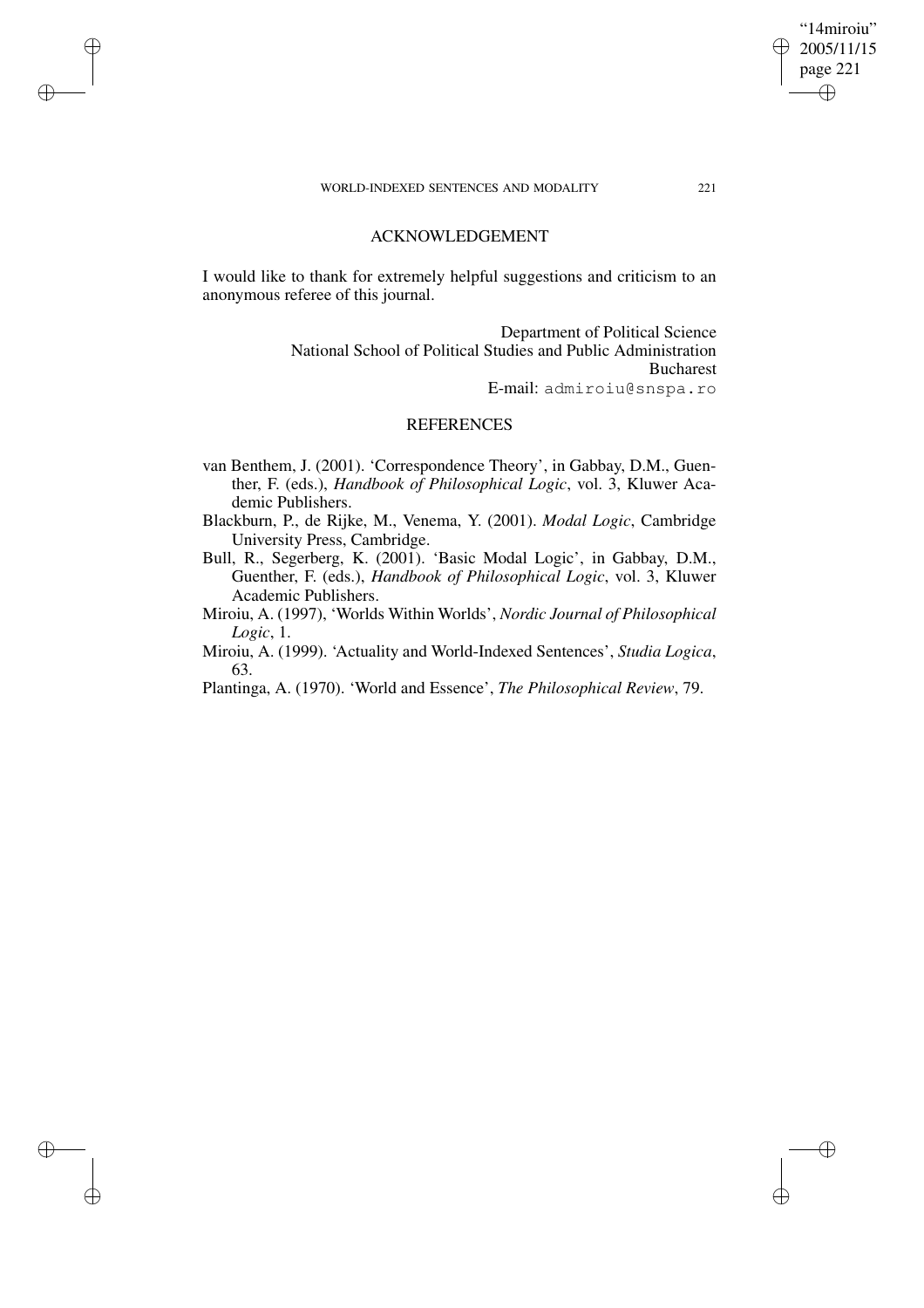## ACKNOWLEDGEMENT

I would like to thank for extremely helpful suggestions and criticism to an anonymous referee of this journal.

Department of Political Science
National School of Political Studies and Public Administration
Bucharest
E-mail: admiroiu@snspa.ro

## REFERENCES

van Benthem, J. (2001). 'Correspondence Theory', in Gabbay, D.M., Guenther, F. (eds.), *Handbook of Philosophical Logic*, vol. 3, Kluwer Academic Publishers.

Blackburn, P., de Rijke, M., Venema, Y. (2001). *Modal Logic*, Cambridge University Press, Cambridge.

Bull, R., Segerberg, K. (2001). 'Basic Modal Logic', in Gabbay, D.M., Guenther, F. (eds.), *Handbook of Philosophical Logic*, vol. 3, Kluwer Academic Publishers.

Miroiu, A. (1997), 'Worlds Within Worlds', *Nordic Journal of Philosophical Logic*, 1.

Miroiu, A. (1999). 'Actuality and World-Indexed Sentences', *Studia Logica*, 63.

Plantinga, A. (1970). 'World and Essence', *The Philosophical Review*, 79.